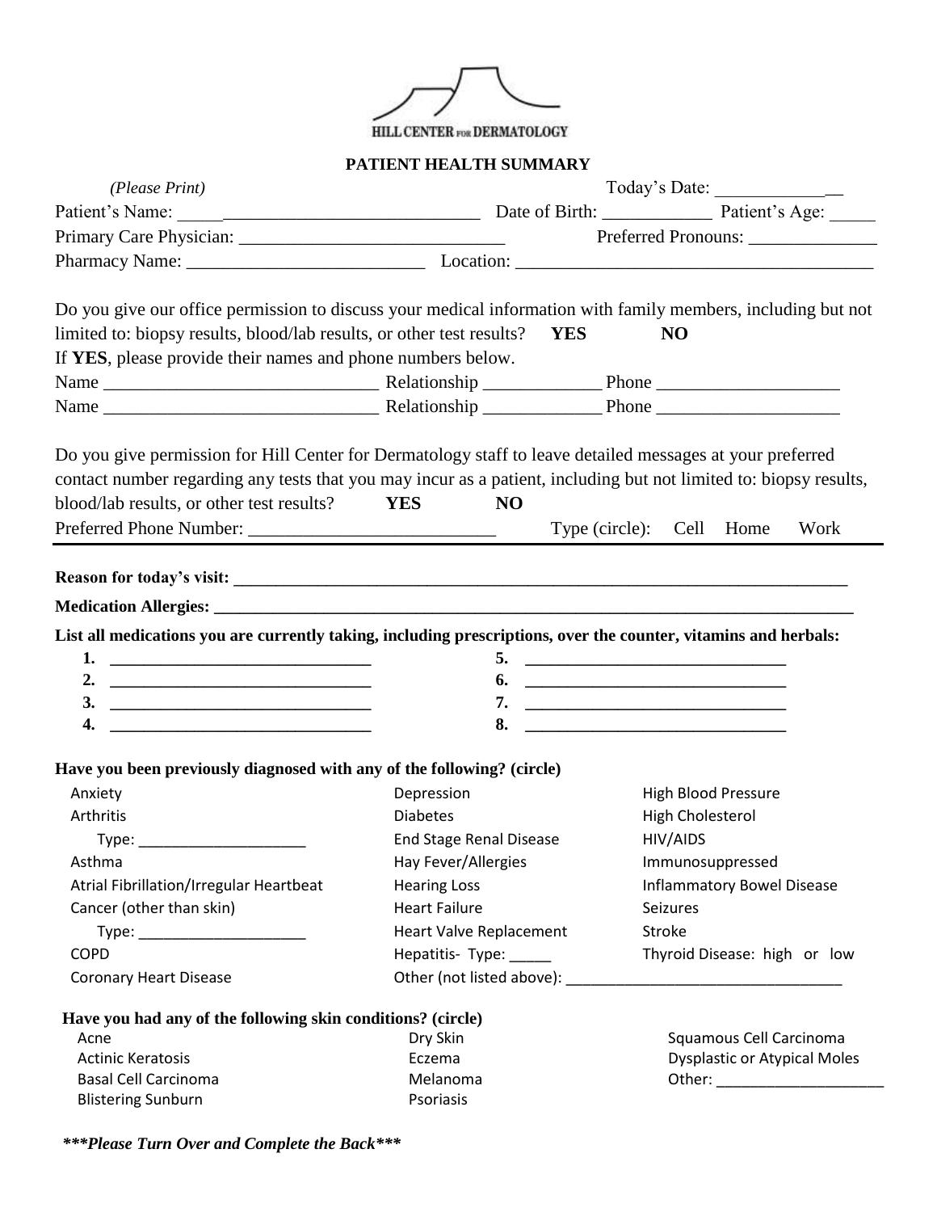HILL CENTER FOR DERMATOLOGY

# PATIENT HEALTH SUMMARY

*(Please Print)* Today's Date: _______________

Patient's Name: __________________________________ Date of Birth: ____________ Patient's Age: _____

Primary Care Physician: _____________________________ Preferred Pronouns: ______________

Pharmacy Name: __________________________ Location: ______________________________________

Do you give our office permission to discuss your medical information with family members, including but not limited to: biopsy results, blood/lab results, or other test results? **YES** **NO**

If **YES**, please provide their names and phone numbers below.

Name ______________________________ Relationship _____________ Phone ____________________

Name ______________________________ Relationship _____________ Phone ____________________

Do you give permission for Hill Center for Dermatology staff to leave detailed messages at your preferred contact number regarding any tests that you may incur as a patient, including but not limited to: biopsy results, blood/lab results, or other test results? **YES** **NO**

Preferred Phone Number: ___________________________ Type (circle): Cell Home Work

---

**Reason for today's visit: ___________________________________________________________________________**

**Medication Allergies: _______________________________________________________________________________**

**List all medications you are currently taking, including prescriptions, over the counter, vitamins and herbals:**

1. _______________________________
2. _______________________________
3. _______________________________
4. _______________________________
5. _______________________________
6. _______________________________
7. _______________________________
8. _______________________________

**Have you been previously diagnosed with any of the following? (circle)**

| | | |
|---|---|---|
| Anxiety | Depression | High Blood Pressure |
| Arthritis | Diabetes | High Cholesterol |
| Type: ____________________ | End Stage Renal Disease | HIV/AIDS |
| Asthma | Hay Fever/Allergies | Immunosuppressed |
| Atrial Fibrillation/Irregular Heartbeat | Hearing Loss | Inflammatory Bowel Disease |
| Cancer (other than skin) | Heart Failure | Seizures |
| Type: ____________________ | Heart Valve Replacement | Stroke |
| COPD | Hepatitis- Type: _____ | Thyroid Disease: high or low |
| Coronary Heart Disease | Other (not listed above): _________________________________ | |

**Have you had any of the following skin conditions? (circle)**

| | | |
|---|---|---|
| Acne | Dry Skin | Squamous Cell Carcinoma |
| Actinic Keratosis | Eczema | Dysplastic or Atypical Moles |
| Basal Cell Carcinoma | Melanoma | Other: ____________________ |
| Blistering Sunburn | Psoriasis | |

***\*\*\*Please Turn Over and Complete the Back\*\*\****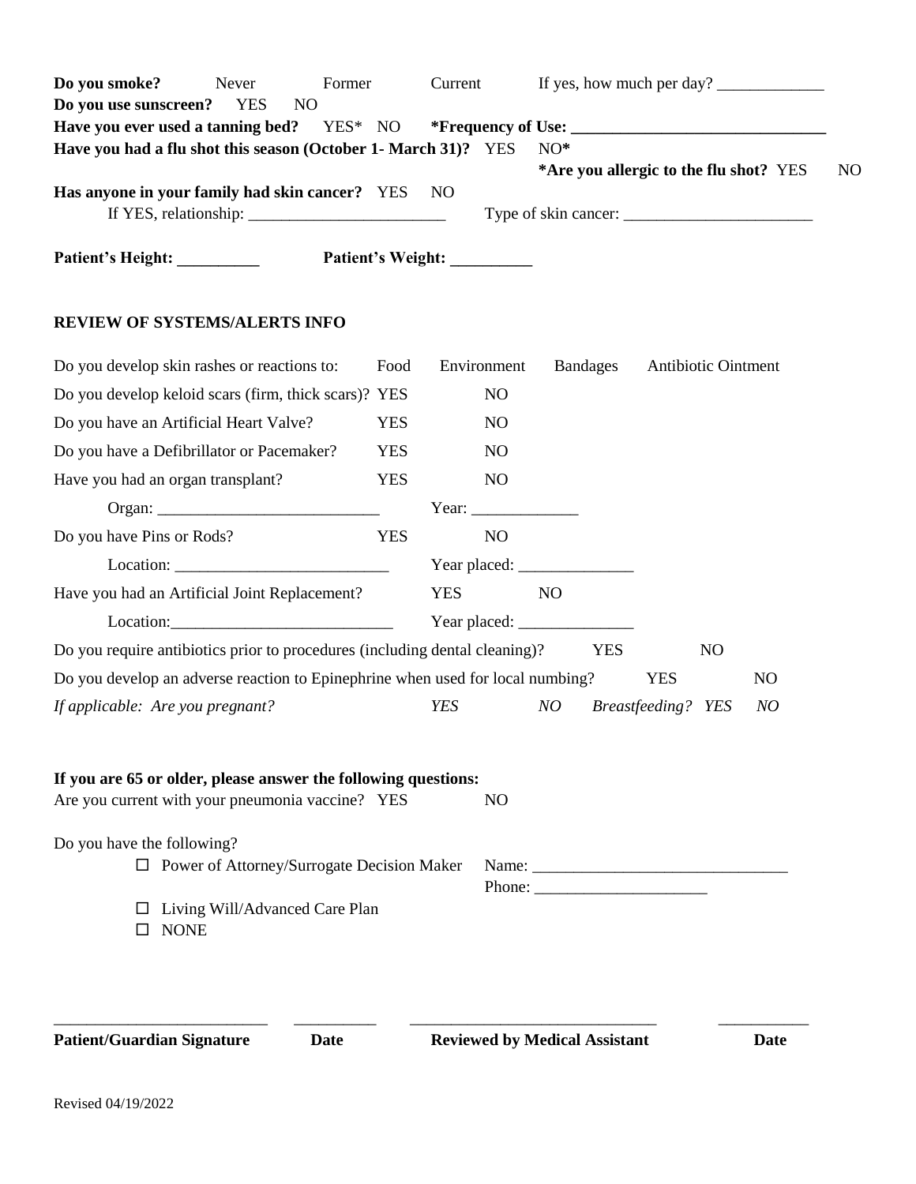**Do you smoke?** Never Former Current If yes, how much per day? _____________

**Do you use sunscreen?** YES NO

**Have you ever used a tanning bed?** YES* NO **\*Frequency of Use: _______________________________**

**Have you had a flu shot this season (October 1- March 31)?** YES NO**\***

**\*Are you allergic to the flu shot?** YES NO

**Has anyone in your family had skin cancer?** YES NO

If YES, relationship: ________________________ Type of skin cancer: _______________________

**Patient's Height: __________** **Patient's Weight: __________**

## REVIEW OF SYSTEMS/ALERTS INFO

Do you develop skin rashes or reactions to: Food Environment Bandages Antibiotic Ointment

Do you develop keloid scars (firm, thick scars)? YES NO

Do you have an Artificial Heart Valve? YES NO

Do you have a Defibrillator or Pacemaker? YES NO

Have you had an organ transplant? YES NO

Organ: ___________________________ Year: _____________

Do you have Pins or Rods? YES NO

Location: __________________________ Year placed: ______________

Have you had an Artificial Joint Replacement? YES NO

Location:___________________________ Year placed: ______________

Do you require antibiotics prior to procedures (including dental cleaning)? YES NO

Do you develop an adverse reaction to Epinephrine when used for local numbing? YES NO

*If applicable: Are you pregnant? YES NO Breastfeeding? YES NO*

**If you are 65 or older, please answer the following questions:**

Are you current with your pneumonia vaccine? YES NO

Do you have the following?

- ☐ Power of Attorney/Surrogate Decision Maker Name: _______________________________ Phone: _____________________
- ☐ Living Will/Advanced Care Plan
- ☐ NONE

__________________________ __________ ______________________________ ___________

**Patient/Guardian Signature** **Date** **Reviewed by Medical Assistant** **Date**

Revised 04/19/2022